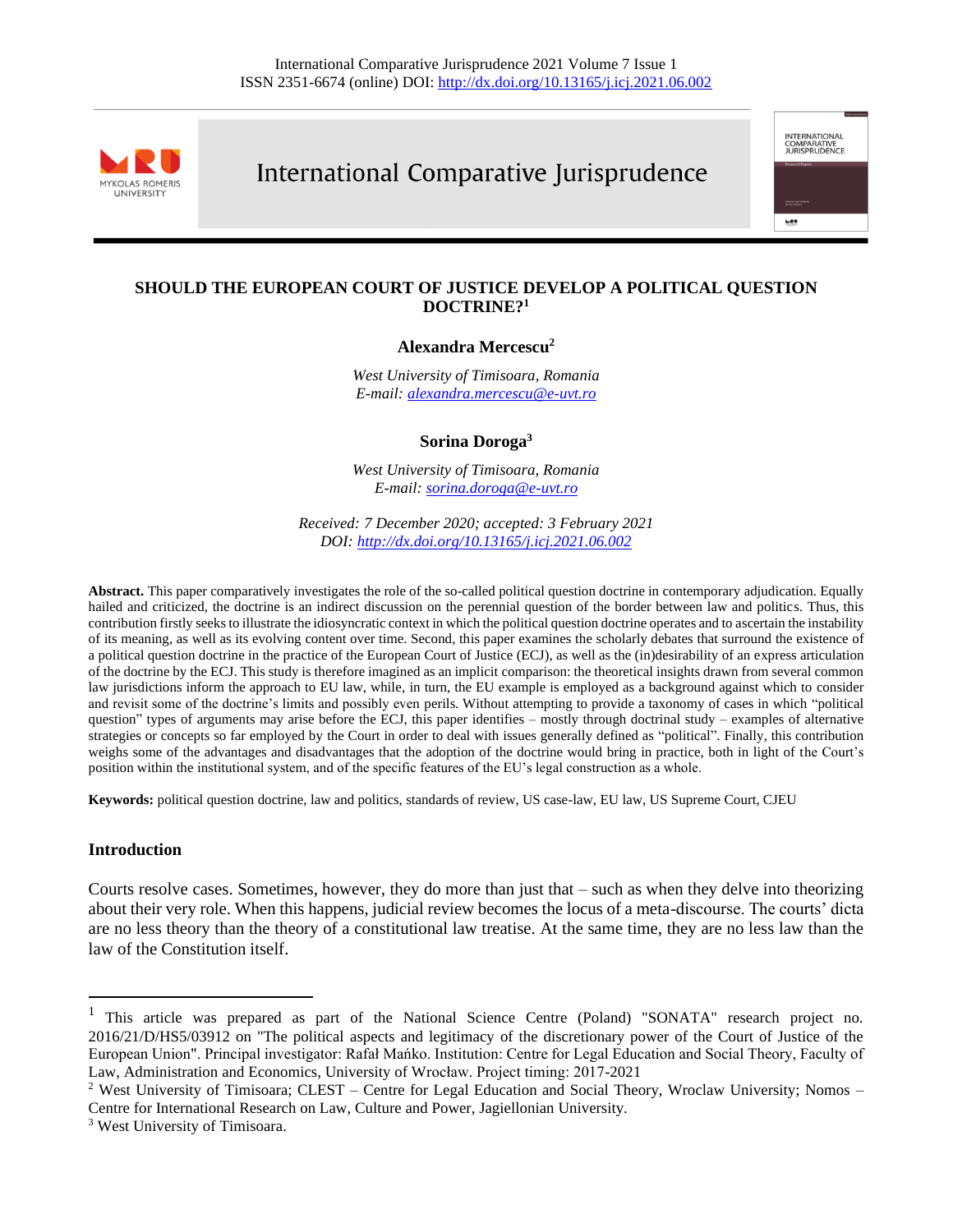# SHOULD THE EUROPEAN COURT OF JUSTICE DEVELOP A POLITICAL QUESTION DOCTRINE?[1]

**Alexandra Mercescu**[2]

*West University of Timisoara, Romania*
*E-mail: alexandra.mercescu@e-uvt.ro*

**Sorina Doroga**[3]

*West University of Timisoara, Romania*
*E-mail: sorina.doroga@e-uvt.ro*

*Received: 7 December 2020; accepted: 3 February 2021*
*DOI: http://dx.doi.org/10.13165/j.icj.2021.06.002*

**Abstract.** This paper comparatively investigates the role of the so-called political question doctrine in contemporary adjudication. Equally hailed and criticized, the doctrine is an indirect discussion on the perennial question of the border between law and politics. Thus, this contribution firstly seeks to illustrate the idiosyncratic context in which the political question doctrine operates and to ascertain the instability of its meaning, as well as its evolving content over time. Second, this paper examines the scholarly debates that surround the existence of a political question doctrine in the practice of the European Court of Justice (ECJ), as well as the (in)desirability of an express articulation of the doctrine by the ECJ. This study is therefore imagined as an implicit comparison: the theoretical insights drawn from several common law jurisdictions inform the approach to EU law, while, in turn, the EU example is employed as a background against which to consider and revisit some of the doctrine's limits and possibly even perils. Without attempting to provide a taxonomy of cases in which "political question" types of arguments may arise before the ECJ, this paper identifies – mostly through doctrinal study – examples of alternative strategies or concepts so far employed by the Court in order to deal with issues generally defined as "political". Finally, this contribution weighs some of the advantages and disadvantages that the adoption of the doctrine would bring in practice, both in light of the Court's position within the institutional system, and of the specific features of the EU's legal construction as a whole.

**Keywords:** political question doctrine, law and politics, standards of review, US case-law, EU law, US Supreme Court, CJEU

## Introduction

Courts resolve cases. Sometimes, however, they do more than just that – such as when they delve into theorizing about their very role. When this happens, judicial review becomes the locus of a meta-discourse. The courts' dicta are no less theory than the theory of a constitutional law treatise. At the same time, they are no less law than the law of the Constitution itself.

---

[1] This article was prepared as part of the National Science Centre (Poland) "SONATA" research project no. 2016/21/D/HS5/03912 on "The political aspects and legitimacy of the discretionary power of the Court of Justice of the European Union". Principal investigator: Rafał Mańko. Institution: Centre for Legal Education and Social Theory, Faculty of Law, Administration and Economics, University of Wrocław. Project timing: 2017-2021

[2] West University of Timisoara; CLEST – Centre for Legal Education and Social Theory, Wroclaw University; Nomos – Centre for International Research on Law, Culture and Power, Jagiellonian University.

[3] West University of Timisoara.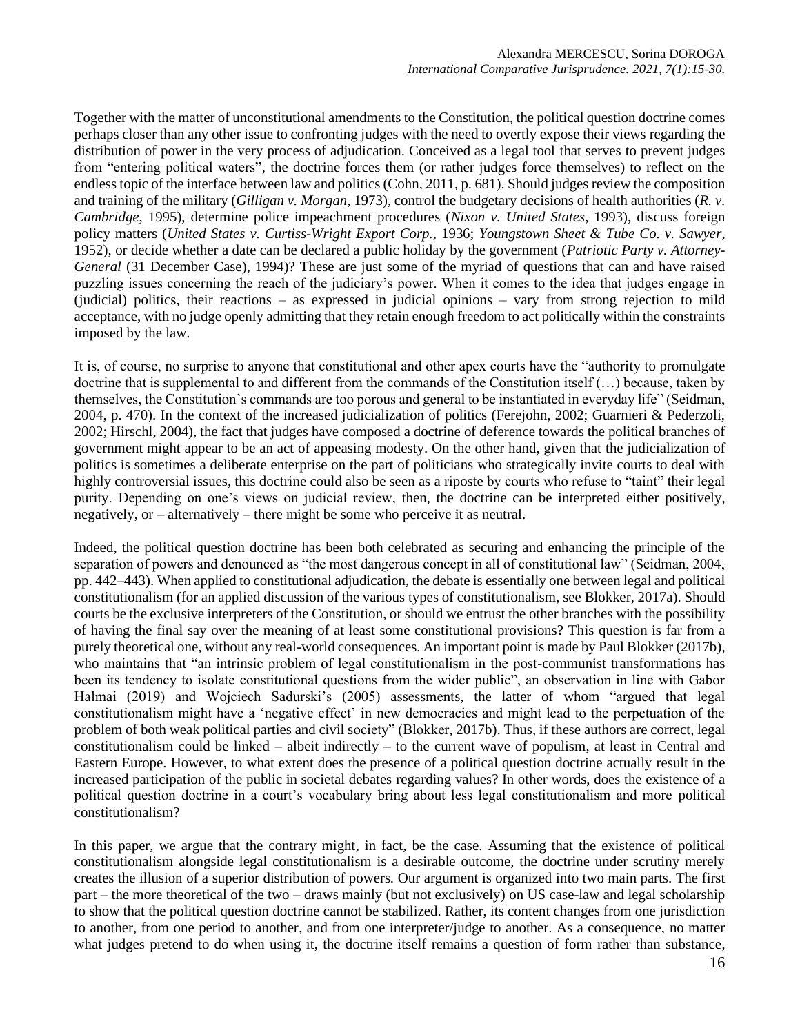Together with the matter of unconstitutional amendments to the Constitution, the political question doctrine comes perhaps closer than any other issue to confronting judges with the need to overtly expose their views regarding the distribution of power in the very process of adjudication. Conceived as a legal tool that serves to prevent judges from "entering political waters", the doctrine forces them (or rather judges force themselves) to reflect on the endless topic of the interface between law and politics (Cohn, 2011, p. 681). Should judges review the composition and training of the military (*Gilligan v. Morgan*, 1973), control the budgetary decisions of health authorities (*R. v. Cambridge*, 1995), determine police impeachment procedures (*Nixon v. United States*, 1993), discuss foreign policy matters (*United States v. Curtiss-Wright Export Corp.*, 1936; *Youngstown Sheet & Tube Co. v. Sawyer*, 1952), or decide whether a date can be declared a public holiday by the government (*Patriotic Party v. Attorney-General* (31 December Case), 1994)? These are just some of the myriad of questions that can and have raised puzzling issues concerning the reach of the judiciary's power. When it comes to the idea that judges engage in (judicial) politics, their reactions – as expressed in judicial opinions – vary from strong rejection to mild acceptance, with no judge openly admitting that they retain enough freedom to act politically within the constraints imposed by the law.

It is, of course, no surprise to anyone that constitutional and other apex courts have the "authority to promulgate doctrine that is supplemental to and different from the commands of the Constitution itself (…) because, taken by themselves, the Constitution's commands are too porous and general to be instantiated in everyday life" (Seidman, 2004, p. 470). In the context of the increased judicialization of politics (Ferejohn, 2002; Guarnieri & Pederzoli, 2002; Hirschl, 2004), the fact that judges have composed a doctrine of deference towards the political branches of government might appear to be an act of appeasing modesty. On the other hand, given that the judicialization of politics is sometimes a deliberate enterprise on the part of politicians who strategically invite courts to deal with highly controversial issues, this doctrine could also be seen as a riposte by courts who refuse to "taint" their legal purity. Depending on one's views on judicial review, then, the doctrine can be interpreted either positively, negatively, or – alternatively – there might be some who perceive it as neutral.

Indeed, the political question doctrine has been both celebrated as securing and enhancing the principle of the separation of powers and denounced as "the most dangerous concept in all of constitutional law" (Seidman, 2004, pp. 442–443). When applied to constitutional adjudication, the debate is essentially one between legal and political constitutionalism (for an applied discussion of the various types of constitutionalism, see Blokker, 2017a). Should courts be the exclusive interpreters of the Constitution, or should we entrust the other branches with the possibility of having the final say over the meaning of at least some constitutional provisions? This question is far from a purely theoretical one, without any real-world consequences. An important point is made by Paul Blokker (2017b), who maintains that "an intrinsic problem of legal constitutionalism in the post-communist transformations has been its tendency to isolate constitutional questions from the wider public", an observation in line with Gabor Halmai (2019) and Wojciech Sadurski's (2005) assessments, the latter of whom "argued that legal constitutionalism might have a 'negative effect' in new democracies and might lead to the perpetuation of the problem of both weak political parties and civil society" (Blokker, 2017b). Thus, if these authors are correct, legal constitutionalism could be linked – albeit indirectly – to the current wave of populism, at least in Central and Eastern Europe. However, to what extent does the presence of a political question doctrine actually result in the increased participation of the public in societal debates regarding values? In other words, does the existence of a political question doctrine in a court's vocabulary bring about less legal constitutionalism and more political constitutionalism?

In this paper, we argue that the contrary might, in fact, be the case. Assuming that the existence of political constitutionalism alongside legal constitutionalism is a desirable outcome, the doctrine under scrutiny merely creates the illusion of a superior distribution of powers. Our argument is organized into two main parts. The first part – the more theoretical of the two – draws mainly (but not exclusively) on US case-law and legal scholarship to show that the political question doctrine cannot be stabilized. Rather, its content changes from one jurisdiction to another, from one period to another, and from one interpreter/judge to another. As a consequence, no matter what judges pretend to do when using it, the doctrine itself remains a question of form rather than substance,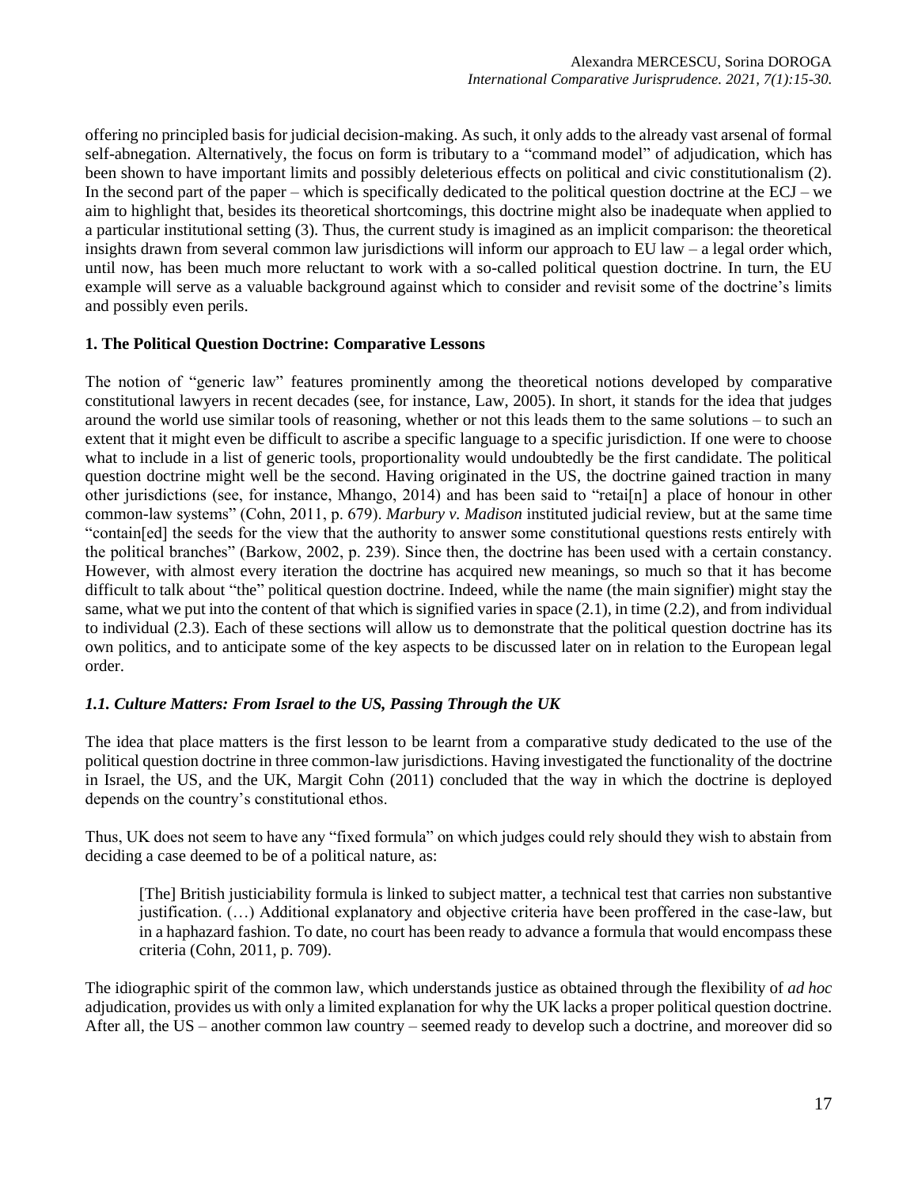offering no principled basis for judicial decision-making. As such, it only adds to the already vast arsenal of formal self-abnegation. Alternatively, the focus on form is tributary to a "command model" of adjudication, which has been shown to have important limits and possibly deleterious effects on political and civic constitutionalism (2). In the second part of the paper – which is specifically dedicated to the political question doctrine at the ECJ – we aim to highlight that, besides its theoretical shortcomings, this doctrine might also be inadequate when applied to a particular institutional setting (3). Thus, the current study is imagined as an implicit comparison: the theoretical insights drawn from several common law jurisdictions will inform our approach to EU law – a legal order which, until now, has been much more reluctant to work with a so-called political question doctrine. In turn, the EU example will serve as a valuable background against which to consider and revisit some of the doctrine's limits and possibly even perils.

## 1. The Political Question Doctrine: Comparative Lessons

The notion of "generic law" features prominently among the theoretical notions developed by comparative constitutional lawyers in recent decades (see, for instance, Law, 2005). In short, it stands for the idea that judges around the world use similar tools of reasoning, whether or not this leads them to the same solutions – to such an extent that it might even be difficult to ascribe a specific language to a specific jurisdiction. If one were to choose what to include in a list of generic tools, proportionality would undoubtedly be the first candidate. The political question doctrine might well be the second. Having originated in the US, the doctrine gained traction in many other jurisdictions (see, for instance, Mhango, 2014) and has been said to "retai[n] a place of honour in other common-law systems" (Cohn, 2011, p. 679). *Marbury v. Madison* instituted judicial review, but at the same time "contain[ed] the seeds for the view that the authority to answer some constitutional questions rests entirely with the political branches" (Barkow, 2002, p. 239). Since then, the doctrine has been used with a certain constancy. However, with almost every iteration the doctrine has acquired new meanings, so much so that it has become difficult to talk about "the" political question doctrine. Indeed, while the name (the main signifier) might stay the same, what we put into the content of that which is signified varies in space (2.1), in time (2.2), and from individual to individual (2.3). Each of these sections will allow us to demonstrate that the political question doctrine has its own politics, and to anticipate some of the key aspects to be discussed later on in relation to the European legal order.

### *1.1. Culture Matters: From Israel to the US, Passing Through the UK*

The idea that place matters is the first lesson to be learnt from a comparative study dedicated to the use of the political question doctrine in three common-law jurisdictions. Having investigated the functionality of the doctrine in Israel, the US, and the UK, Margit Cohn (2011) concluded that the way in which the doctrine is deployed depends on the country's constitutional ethos.

Thus, UK does not seem to have any "fixed formula" on which judges could rely should they wish to abstain from deciding a case deemed to be of a political nature, as:

> [The] British justiciability formula is linked to subject matter, a technical test that carries non substantive justification. (…) Additional explanatory and objective criteria have been proffered in the case-law, but in a haphazard fashion. To date, no court has been ready to advance a formula that would encompass these criteria (Cohn, 2011, p. 709).

The idiographic spirit of the common law, which understands justice as obtained through the flexibility of *ad hoc* adjudication, provides us with only a limited explanation for why the UK lacks a proper political question doctrine. After all, the US – another common law country – seemed ready to develop such a doctrine, and moreover did so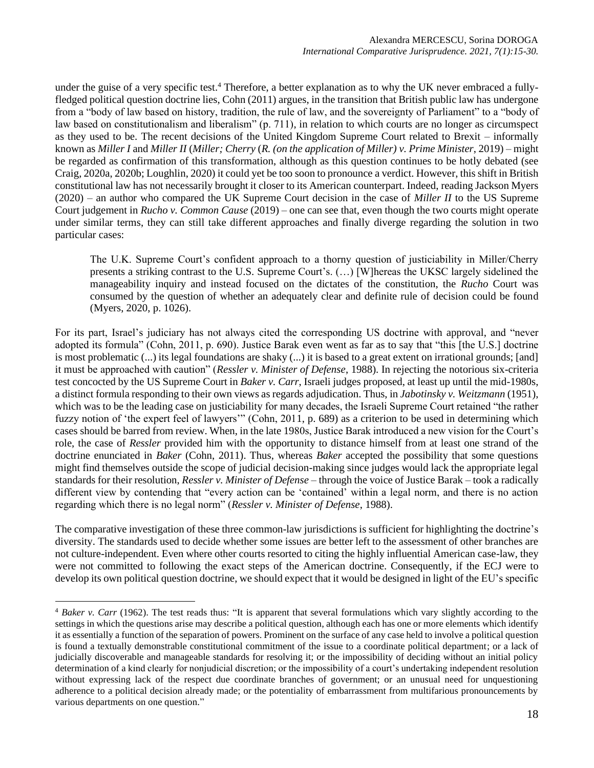under the guise of a very specific test.[4] Therefore, a better explanation as to why the UK never embraced a fully-fledged political question doctrine lies, Cohn (2011) argues, in the transition that British public law has undergone from a "body of law based on history, tradition, the rule of law, and the sovereignty of Parliament" to a "body of law based on constitutionalism and liberalism" (p. 711), in relation to which courts are no longer as circumspect as they used to be. The recent decisions of the United Kingdom Supreme Court related to Brexit – informally known as *Miller I* and *Miller II* (*Miller; Cherry* (*R. (on the application of Miller) v. Prime Minister*, 2019) – might be regarded as confirmation of this transformation, although as this question continues to be hotly debated (see Craig, 2020a, 2020b; Loughlin, 2020) it could yet be too soon to pronounce a verdict. However, this shift in British constitutional law has not necessarily brought it closer to its American counterpart. Indeed, reading Jackson Myers (2020) – an author who compared the UK Supreme Court decision in the case of *Miller II* to the US Supreme Court judgement in *Rucho v. Common Cause* (2019) – one can see that, even though the two courts might operate under similar terms, they can still take different approaches and finally diverge regarding the solution in two particular cases:

> The U.K. Supreme Court's confident approach to a thorny question of justiciability in Miller/Cherry presents a striking contrast to the U.S. Supreme Court's. (…) [W]hereas the UKSC largely sidelined the manageability inquiry and instead focused on the dictates of the constitution, the *Rucho* Court was consumed by the question of whether an adequately clear and definite rule of decision could be found (Myers, 2020, p. 1026).

For its part, Israel's judiciary has not always cited the corresponding US doctrine with approval, and "never adopted its formula" (Cohn, 2011, p. 690). Justice Barak even went as far as to say that "this [the U.S.] doctrine is most problematic (...) its legal foundations are shaky (...) it is based to a great extent on irrational grounds; [and] it must be approached with caution" (*Ressler v. Minister of Defense*, 1988). In rejecting the notorious six-criteria test concocted by the US Supreme Court in *Baker v. Carr*, Israeli judges proposed, at least up until the mid-1980s, a distinct formula responding to their own views as regards adjudication. Thus, in *Jabotinsky v. Weitzmann* (1951), which was to be the leading case on justiciability for many decades, the Israeli Supreme Court retained "the rather fuzzy notion of 'the expert feel of lawyers'" (Cohn, 2011, p. 689) as a criterion to be used in determining which cases should be barred from review. When, in the late 1980s, Justice Barak introduced a new vision for the Court's role, the case of *Ressler* provided him with the opportunity to distance himself from at least one strand of the doctrine enunciated in *Baker* (Cohn, 2011). Thus, whereas *Baker* accepted the possibility that some questions might find themselves outside the scope of judicial decision-making since judges would lack the appropriate legal standards for their resolution, *Ressler v. Minister of Defense* – through the voice of Justice Barak – took a radically different view by contending that "every action can be 'contained' within a legal norm, and there is no action regarding which there is no legal norm" (*Ressler v. Minister of Defense*, 1988).

The comparative investigation of these three common-law jurisdictions is sufficient for highlighting the doctrine's diversity. The standards used to decide whether some issues are better left to the assessment of other branches are not culture-independent. Even where other courts resorted to citing the highly influential American case-law, they were not committed to following the exact steps of the American doctrine. Consequently, if the ECJ were to develop its own political question doctrine, we should expect that it would be designed in light of the EU's specific

---

[4] *Baker v. Carr* (1962). The test reads thus: "It is apparent that several formulations which vary slightly according to the settings in which the questions arise may describe a political question, although each has one or more elements which identify it as essentially a function of the separation of powers. Prominent on the surface of any case held to involve a political question is found a textually demonstrable constitutional commitment of the issue to a coordinate political department; or a lack of judicially discoverable and manageable standards for resolving it; or the impossibility of deciding without an initial policy determination of a kind clearly for nonjudicial discretion; or the impossibility of a court's undertaking independent resolution without expressing lack of the respect due coordinate branches of government; or an unusual need for unquestioning adherence to a political decision already made; or the potentiality of embarrassment from multifarious pronouncements by various departments on one question."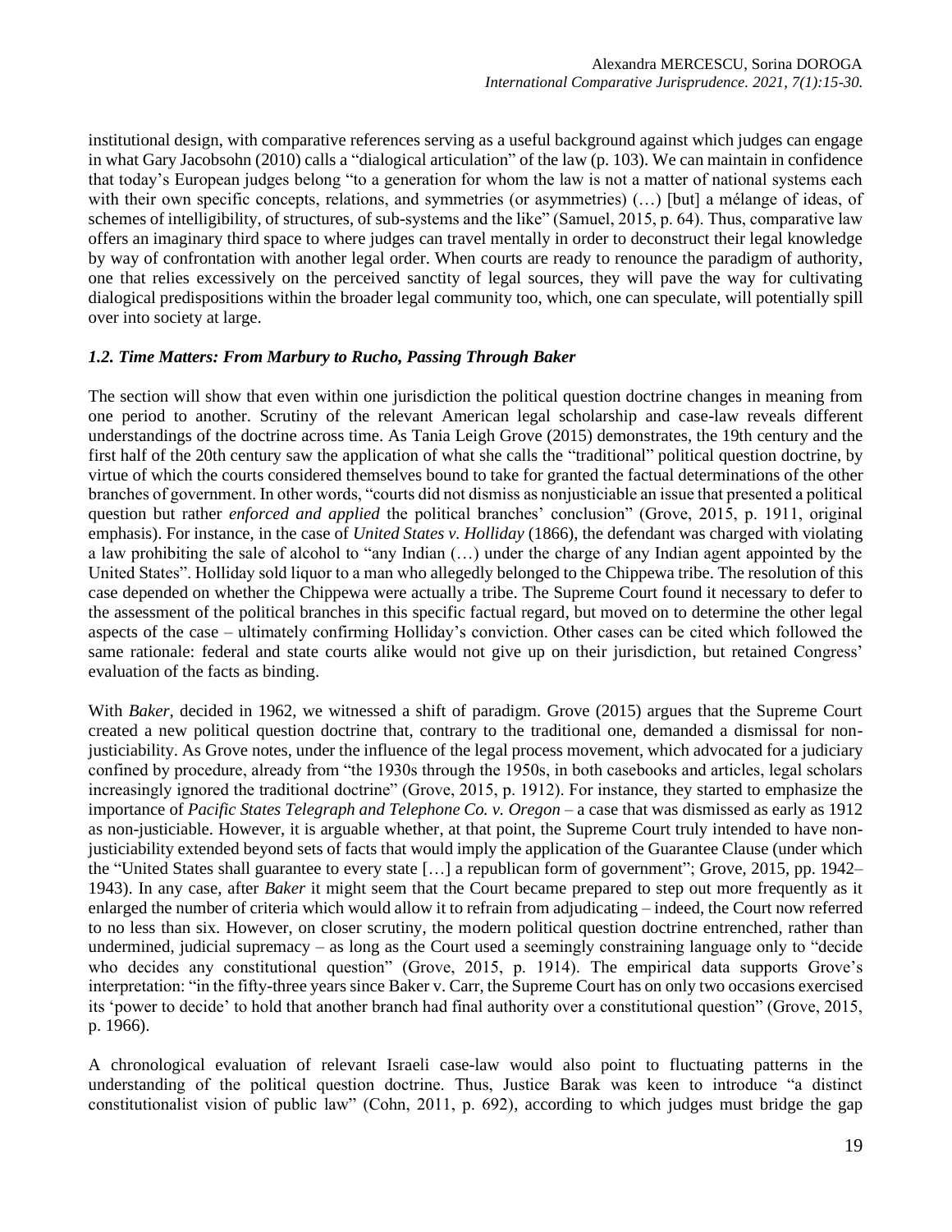institutional design, with comparative references serving as a useful background against which judges can engage in what Gary Jacobsohn (2010) calls a "dialogical articulation" of the law (p. 103). We can maintain in confidence that today's European judges belong "to a generation for whom the law is not a matter of national systems each with their own specific concepts, relations, and symmetries (or asymmetries) (…) [but] a mélange of ideas, of schemes of intelligibility, of structures, of sub-systems and the like" (Samuel, 2015, p. 64). Thus, comparative law offers an imaginary third space to where judges can travel mentally in order to deconstruct their legal knowledge by way of confrontation with another legal order. When courts are ready to renounce the paradigm of authority, one that relies excessively on the perceived sanctity of legal sources, they will pave the way for cultivating dialogical predispositions within the broader legal community too, which, one can speculate, will potentially spill over into society at large.

### *1.2. Time Matters: From Marbury to Rucho, Passing Through Baker*

The section will show that even within one jurisdiction the political question doctrine changes in meaning from one period to another. Scrutiny of the relevant American legal scholarship and case-law reveals different understandings of the doctrine across time. As Tania Leigh Grove (2015) demonstrates, the 19th century and the first half of the 20th century saw the application of what she calls the "traditional" political question doctrine, by virtue of which the courts considered themselves bound to take for granted the factual determinations of the other branches of government. In other words, "courts did not dismiss as nonjusticiable an issue that presented a political question but rather *enforced and applied* the political branches' conclusion" (Grove, 2015, p. 1911, original emphasis). For instance, in the case of *United States v. Holliday* (1866), the defendant was charged with violating a law prohibiting the sale of alcohol to "any Indian (…) under the charge of any Indian agent appointed by the United States". Holliday sold liquor to a man who allegedly belonged to the Chippewa tribe. The resolution of this case depended on whether the Chippewa were actually a tribe. The Supreme Court found it necessary to defer to the assessment of the political branches in this specific factual regard, but moved on to determine the other legal aspects of the case – ultimately confirming Holliday's conviction. Other cases can be cited which followed the same rationale: federal and state courts alike would not give up on their jurisdiction, but retained Congress' evaluation of the facts as binding.

With *Baker*, decided in 1962, we witnessed a shift of paradigm. Grove (2015) argues that the Supreme Court created a new political question doctrine that, contrary to the traditional one, demanded a dismissal for non-justiciability. As Grove notes, under the influence of the legal process movement, which advocated for a judiciary confined by procedure, already from "the 1930s through the 1950s, in both casebooks and articles, legal scholars increasingly ignored the traditional doctrine" (Grove, 2015, p. 1912). For instance, they started to emphasize the importance of *Pacific States Telegraph and Telephone Co. v. Oregon* – a case that was dismissed as early as 1912 as non-justiciable. However, it is arguable whether, at that point, the Supreme Court truly intended to have non-justiciability extended beyond sets of facts that would imply the application of the Guarantee Clause (under which the "United States shall guarantee to every state […] a republican form of government"; Grove, 2015, pp. 1942–1943). In any case, after *Baker* it might seem that the Court became prepared to step out more frequently as it enlarged the number of criteria which would allow it to refrain from adjudicating – indeed, the Court now referred to no less than six. However, on closer scrutiny, the modern political question doctrine entrenched, rather than undermined, judicial supremacy – as long as the Court used a seemingly constraining language only to "decide who decides any constitutional question" (Grove, 2015, p. 1914). The empirical data supports Grove's interpretation: "in the fifty-three years since Baker v. Carr, the Supreme Court has on only two occasions exercised its 'power to decide' to hold that another branch had final authority over a constitutional question" (Grove, 2015, p. 1966).

A chronological evaluation of relevant Israeli case-law would also point to fluctuating patterns in the understanding of the political question doctrine. Thus, Justice Barak was keen to introduce "a distinct constitutionalist vision of public law" (Cohn, 2011, p. 692), according to which judges must bridge the gap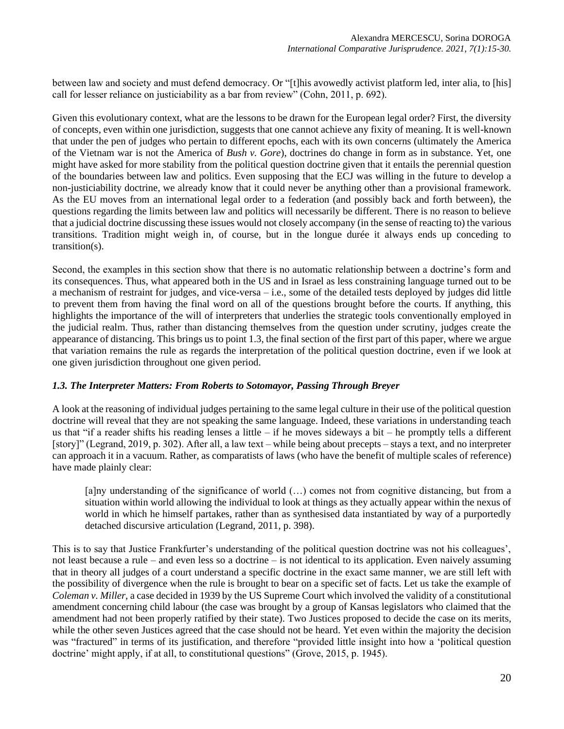between law and society and must defend democracy. Or "[t]his avowedly activist platform led, inter alia, to [his] call for lesser reliance on justiciability as a bar from review" (Cohn, 2011, p. 692).

Given this evolutionary context, what are the lessons to be drawn for the European legal order? First, the diversity of concepts, even within one jurisdiction, suggests that one cannot achieve any fixity of meaning. It is well-known that under the pen of judges who pertain to different epochs, each with its own concerns (ultimately the America of the Vietnam war is not the America of *Bush v. Gore*), doctrines do change in form as in substance. Yet, one might have asked for more stability from the political question doctrine given that it entails the perennial question of the boundaries between law and politics. Even supposing that the ECJ was willing in the future to develop a non-justiciability doctrine, we already know that it could never be anything other than a provisional framework. As the EU moves from an international legal order to a federation (and possibly back and forth between), the questions regarding the limits between law and politics will necessarily be different. There is no reason to believe that a judicial doctrine discussing these issues would not closely accompany (in the sense of reacting to) the various transitions. Tradition might weigh in, of course, but in the longue durée it always ends up conceding to transition(s).

Second, the examples in this section show that there is no automatic relationship between a doctrine's form and its consequences. Thus, what appeared both in the US and in Israel as less constraining language turned out to be a mechanism of restraint for judges, and vice-versa – i.e., some of the detailed tests deployed by judges did little to prevent them from having the final word on all of the questions brought before the courts. If anything, this highlights the importance of the will of interpreters that underlies the strategic tools conventionally employed in the judicial realm. Thus, rather than distancing themselves from the question under scrutiny, judges create the appearance of distancing. This brings us to point 1.3, the final section of the first part of this paper, where we argue that variation remains the rule as regards the interpretation of the political question doctrine, even if we look at one given jurisdiction throughout one given period.

### *1.3. The Interpreter Matters: From Roberts to Sotomayor, Passing Through Breyer*

A look at the reasoning of individual judges pertaining to the same legal culture in their use of the political question doctrine will reveal that they are not speaking the same language. Indeed, these variations in understanding teach us that "if a reader shifts his reading lenses a little – if he moves sideways a bit – he promptly tells a different [story]" (Legrand, 2019, p. 302). After all, a law text – while being about precepts – stays a text, and no interpreter can approach it in a vacuum. Rather, as comparatists of laws (who have the benefit of multiple scales of reference) have made plainly clear:

> [a]ny understanding of the significance of world (…) comes not from cognitive distancing, but from a situation within world allowing the individual to look at things as they actually appear within the nexus of world in which he himself partakes, rather than as synthesised data instantiated by way of a purportedly detached discursive articulation (Legrand, 2011, p. 398).

This is to say that Justice Frankfurter's understanding of the political question doctrine was not his colleagues', not least because a rule – and even less so a doctrine – is not identical to its application. Even naively assuming that in theory all judges of a court understand a specific doctrine in the exact same manner, we are still left with the possibility of divergence when the rule is brought to bear on a specific set of facts. Let us take the example of *Coleman v. Miller*, a case decided in 1939 by the US Supreme Court which involved the validity of a constitutional amendment concerning child labour (the case was brought by a group of Kansas legislators who claimed that the amendment had not been properly ratified by their state). Two Justices proposed to decide the case on its merits, while the other seven Justices agreed that the case should not be heard. Yet even within the majority the decision was "fractured" in terms of its justification, and therefore "provided little insight into how a 'political question doctrine' might apply, if at all, to constitutional questions" (Grove, 2015, p. 1945).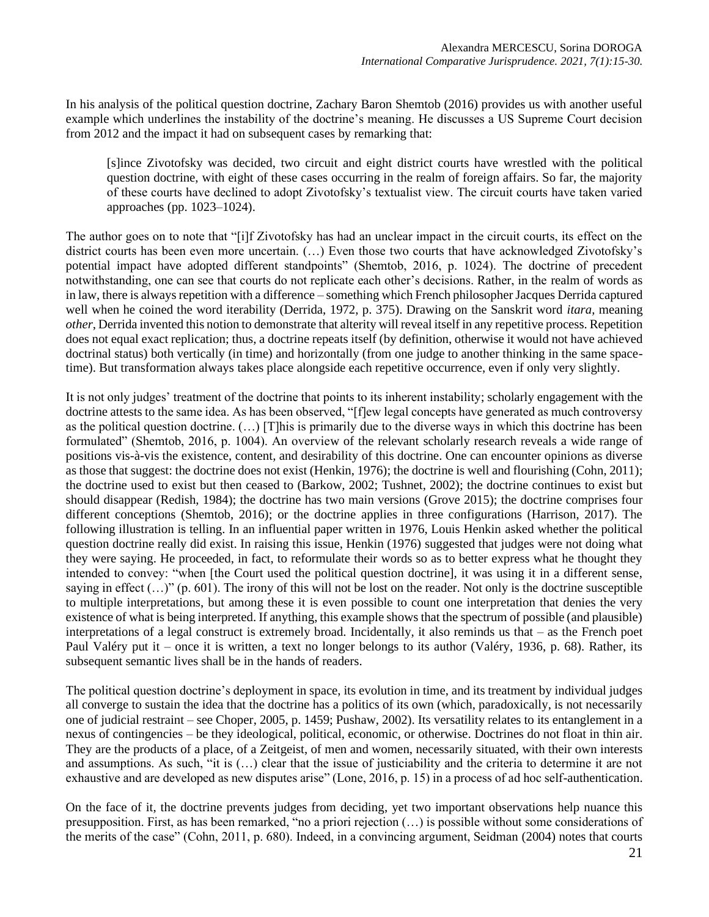In his analysis of the political question doctrine, Zachary Baron Shemtob (2016) provides us with another useful example which underlines the instability of the doctrine's meaning. He discusses a US Supreme Court decision from 2012 and the impact it had on subsequent cases by remarking that:

> [s]ince Zivotofsky was decided, two circuit and eight district courts have wrestled with the political question doctrine, with eight of these cases occurring in the realm of foreign affairs. So far, the majority of these courts have declined to adopt Zivotofsky's textualist view. The circuit courts have taken varied approaches (pp. 1023–1024).

The author goes on to note that "[i]f Zivotofsky has had an unclear impact in the circuit courts, its effect on the district courts has been even more uncertain. (…) Even those two courts that have acknowledged Zivotofsky's potential impact have adopted different standpoints" (Shemtob, 2016, p. 1024). The doctrine of precedent notwithstanding, one can see that courts do not replicate each other's decisions. Rather, in the realm of words as in law, there is always repetition with a difference – something which French philosopher Jacques Derrida captured well when he coined the word iterability (Derrida, 1972, p. 375). Drawing on the Sanskrit word *itara*, meaning *other*, Derrida invented this notion to demonstrate that alterity will reveal itself in any repetitive process. Repetition does not equal exact replication; thus, a doctrine repeats itself (by definition, otherwise it would not have achieved doctrinal status) both vertically (in time) and horizontally (from one judge to another thinking in the same space-time). But transformation always takes place alongside each repetitive occurrence, even if only very slightly.

It is not only judges' treatment of the doctrine that points to its inherent instability; scholarly engagement with the doctrine attests to the same idea. As has been observed, "[f]ew legal concepts have generated as much controversy as the political question doctrine. (…) [T]his is primarily due to the diverse ways in which this doctrine has been formulated" (Shemtob, 2016, p. 1004). An overview of the relevant scholarly research reveals a wide range of positions vis-à-vis the existence, content, and desirability of this doctrine. One can encounter opinions as diverse as those that suggest: the doctrine does not exist (Henkin, 1976); the doctrine is well and flourishing (Cohn, 2011); the doctrine used to exist but then ceased to (Barkow, 2002; Tushnet, 2002); the doctrine continues to exist but should disappear (Redish, 1984); the doctrine has two main versions (Grove 2015); the doctrine comprises four different conceptions (Shemtob, 2016); or the doctrine applies in three configurations (Harrison, 2017). The following illustration is telling. In an influential paper written in 1976, Louis Henkin asked whether the political question doctrine really did exist. In raising this issue, Henkin (1976) suggested that judges were not doing what they were saying. He proceeded, in fact, to reformulate their words so as to better express what he thought they intended to convey: "when [the Court used the political question doctrine], it was using it in a different sense, saying in effect (…)" (p. 601). The irony of this will not be lost on the reader. Not only is the doctrine susceptible to multiple interpretations, but among these it is even possible to count one interpretation that denies the very existence of what is being interpreted. If anything, this example shows that the spectrum of possible (and plausible) interpretations of a legal construct is extremely broad. Incidentally, it also reminds us that – as the French poet Paul Valéry put it – once it is written, a text no longer belongs to its author (Valéry, 1936, p. 68). Rather, its subsequent semantic lives shall be in the hands of readers.

The political question doctrine's deployment in space, its evolution in time, and its treatment by individual judges all converge to sustain the idea that the doctrine has a politics of its own (which, paradoxically, is not necessarily one of judicial restraint – see Choper, 2005, p. 1459; Pushaw, 2002). Its versatility relates to its entanglement in a nexus of contingencies – be they ideological, political, economic, or otherwise. Doctrines do not float in thin air. They are the products of a place, of a Zeitgeist, of men and women, necessarily situated, with their own interests and assumptions. As such, "it is (…) clear that the issue of justiciability and the criteria to determine it are not exhaustive and are developed as new disputes arise" (Lone, 2016, p. 15) in a process of ad hoc self-authentication.

On the face of it, the doctrine prevents judges from deciding, yet two important observations help nuance this presupposition. First, as has been remarked, "no a priori rejection (…) is possible without some considerations of the merits of the case" (Cohn, 2011, p. 680). Indeed, in a convincing argument, Seidman (2004) notes that courts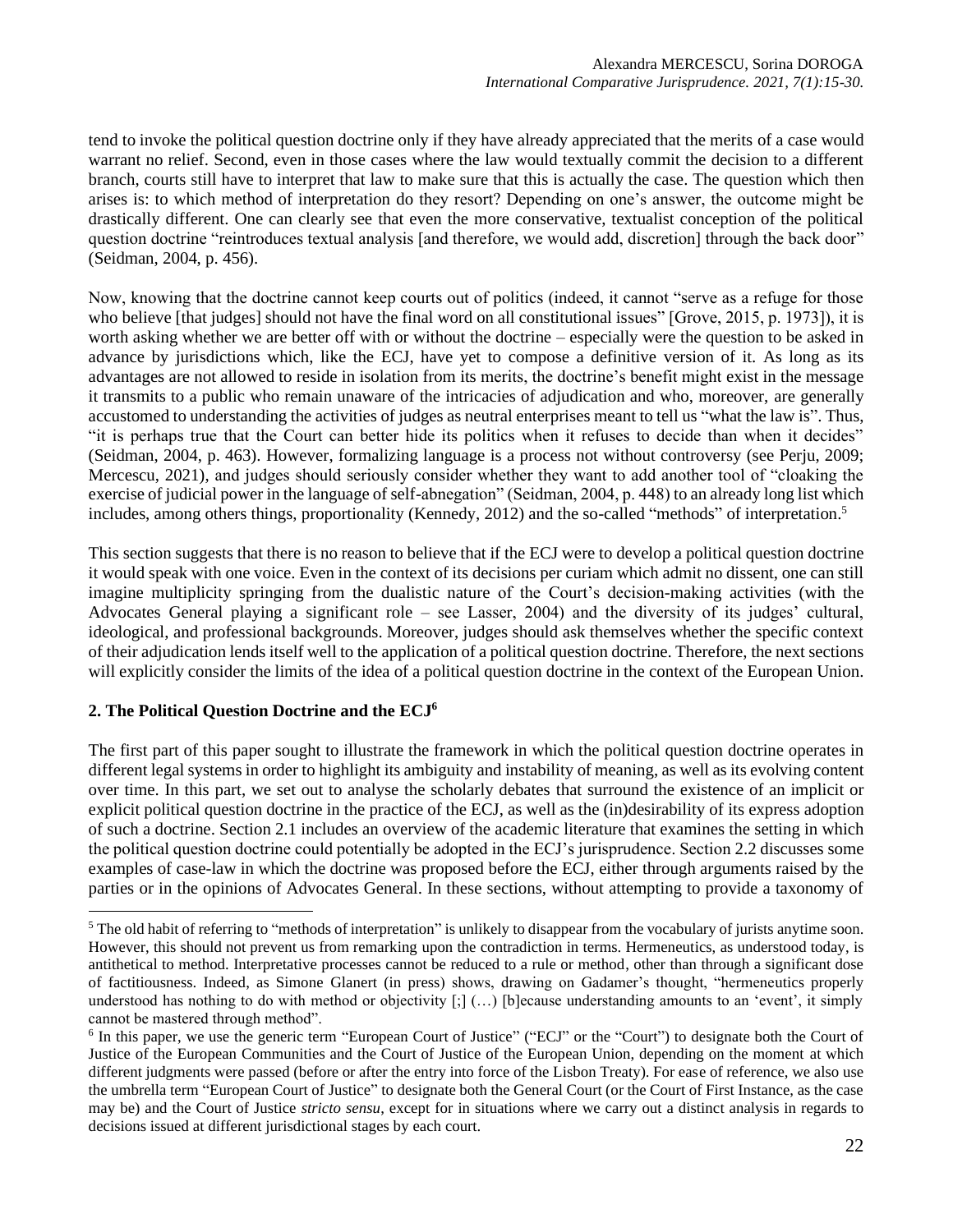tend to invoke the political question doctrine only if they have already appreciated that the merits of a case would warrant no relief. Second, even in those cases where the law would textually commit the decision to a different branch, courts still have to interpret that law to make sure that this is actually the case. The question which then arises is: to which method of interpretation do they resort? Depending on one's answer, the outcome might be drastically different. One can clearly see that even the more conservative, textualist conception of the political question doctrine "reintroduces textual analysis [and therefore, we would add, discretion] through the back door" (Seidman, 2004, p. 456).

Now, knowing that the doctrine cannot keep courts out of politics (indeed, it cannot "serve as a refuge for those who believe [that judges] should not have the final word on all constitutional issues" [Grove, 2015, p. 1973]), it is worth asking whether we are better off with or without the doctrine – especially were the question to be asked in advance by jurisdictions which, like the ECJ, have yet to compose a definitive version of it. As long as its advantages are not allowed to reside in isolation from its merits, the doctrine's benefit might exist in the message it transmits to a public who remain unaware of the intricacies of adjudication and who, moreover, are generally accustomed to understanding the activities of judges as neutral enterprises meant to tell us "what the law is". Thus, "it is perhaps true that the Court can better hide its politics when it refuses to decide than when it decides" (Seidman, 2004, p. 463). However, formalizing language is a process not without controversy (see Perju, 2009; Mercescu, 2021), and judges should seriously consider whether they want to add another tool of "cloaking the exercise of judicial power in the language of self-abnegation" (Seidman, 2004, p. 448) to an already long list which includes, among others things, proportionality (Kennedy, 2012) and the so-called "methods" of interpretation.[5]

This section suggests that there is no reason to believe that if the ECJ were to develop a political question doctrine it would speak with one voice. Even in the context of its decisions per curiam which admit no dissent, one can still imagine multiplicity springing from the dualistic nature of the Court's decision-making activities (with the Advocates General playing a significant role – see Lasser, 2004) and the diversity of its judges' cultural, ideological, and professional backgrounds. Moreover, judges should ask themselves whether the specific context of their adjudication lends itself well to the application of a political question doctrine. Therefore, the next sections will explicitly consider the limits of the idea of a political question doctrine in the context of the European Union.

## 2. The Political Question Doctrine and the ECJ[6]

The first part of this paper sought to illustrate the framework in which the political question doctrine operates in different legal systems in order to highlight its ambiguity and instability of meaning, as well as its evolving content over time. In this part, we set out to analyse the scholarly debates that surround the existence of an implicit or explicit political question doctrine in the practice of the ECJ, as well as the (in)desirability of its express adoption of such a doctrine. Section 2.1 includes an overview of the academic literature that examines the setting in which the political question doctrine could potentially be adopted in the ECJ's jurisprudence. Section 2.2 discusses some examples of case-law in which the doctrine was proposed before the ECJ, either through arguments raised by the parties or in the opinions of Advocates General. In these sections, without attempting to provide a taxonomy of

---

[5] The old habit of referring to "methods of interpretation" is unlikely to disappear from the vocabulary of jurists anytime soon. However, this should not prevent us from remarking upon the contradiction in terms. Hermeneutics, as understood today, is antithetical to method. Interpretative processes cannot be reduced to a rule or method, other than through a significant dose of factitiousness. Indeed, as Simone Glanert (in press) shows, drawing on Gadamer's thought, "hermeneutics properly understood has nothing to do with method or objectivity [;] (…) [b]ecause understanding amounts to an 'event', it simply cannot be mastered through method".

[6] In this paper, we use the generic term "European Court of Justice" ("ECJ" or the "Court") to designate both the Court of Justice of the European Communities and the Court of Justice of the European Union, depending on the moment at which different judgments were passed (before or after the entry into force of the Lisbon Treaty). For ease of reference, we also use the umbrella term "European Court of Justice" to designate both the General Court (or the Court of First Instance, as the case may be) and the Court of Justice *stricto sensu*, except for in situations where we carry out a distinct analysis in regards to decisions issued at different jurisdictional stages by each court.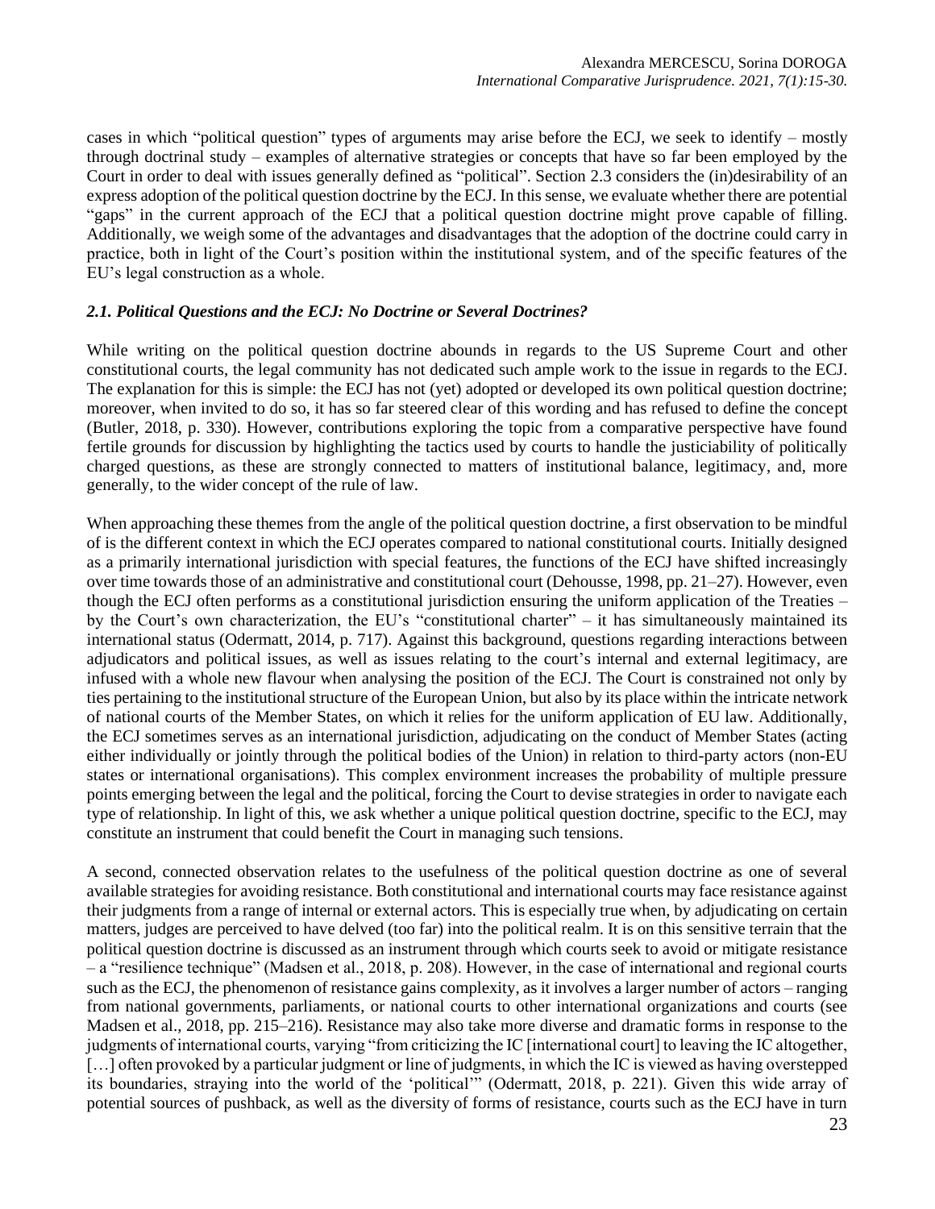cases in which "political question" types of arguments may arise before the ECJ, we seek to identify – mostly through doctrinal study – examples of alternative strategies or concepts that have so far been employed by the Court in order to deal with issues generally defined as "political". Section 2.3 considers the (in)desirability of an express adoption of the political question doctrine by the ECJ. In this sense, we evaluate whether there are potential "gaps" in the current approach of the ECJ that a political question doctrine might prove capable of filling. Additionally, we weigh some of the advantages and disadvantages that the adoption of the doctrine could carry in practice, both in light of the Court's position within the institutional system, and of the specific features of the EU's legal construction as a whole.

### *2.1. Political Questions and the ECJ: No Doctrine or Several Doctrines?*

While writing on the political question doctrine abounds in regards to the US Supreme Court and other constitutional courts, the legal community has not dedicated such ample work to the issue in regards to the ECJ. The explanation for this is simple: the ECJ has not (yet) adopted or developed its own political question doctrine; moreover, when invited to do so, it has so far steered clear of this wording and has refused to define the concept (Butler, 2018, p. 330). However, contributions exploring the topic from a comparative perspective have found fertile grounds for discussion by highlighting the tactics used by courts to handle the justiciability of politically charged questions, as these are strongly connected to matters of institutional balance, legitimacy, and, more generally, to the wider concept of the rule of law.

When approaching these themes from the angle of the political question doctrine, a first observation to be mindful of is the different context in which the ECJ operates compared to national constitutional courts. Initially designed as a primarily international jurisdiction with special features, the functions of the ECJ have shifted increasingly over time towards those of an administrative and constitutional court (Dehousse, 1998, pp. 21–27). However, even though the ECJ often performs as a constitutional jurisdiction ensuring the uniform application of the Treaties – by the Court's own characterization, the EU's "constitutional charter" – it has simultaneously maintained its international status (Odermatt, 2014, p. 717). Against this background, questions regarding interactions between adjudicators and political issues, as well as issues relating to the court's internal and external legitimacy, are infused with a whole new flavour when analysing the position of the ECJ. The Court is constrained not only by ties pertaining to the institutional structure of the European Union, but also by its place within the intricate network of national courts of the Member States, on which it relies for the uniform application of EU law. Additionally, the ECJ sometimes serves as an international jurisdiction, adjudicating on the conduct of Member States (acting either individually or jointly through the political bodies of the Union) in relation to third-party actors (non-EU states or international organisations). This complex environment increases the probability of multiple pressure points emerging between the legal and the political, forcing the Court to devise strategies in order to navigate each type of relationship. In light of this, we ask whether a unique political question doctrine, specific to the ECJ, may constitute an instrument that could benefit the Court in managing such tensions.

A second, connected observation relates to the usefulness of the political question doctrine as one of several available strategies for avoiding resistance. Both constitutional and international courts may face resistance against their judgments from a range of internal or external actors. This is especially true when, by adjudicating on certain matters, judges are perceived to have delved (too far) into the political realm. It is on this sensitive terrain that the political question doctrine is discussed as an instrument through which courts seek to avoid or mitigate resistance – a "resilience technique" (Madsen et al., 2018, p. 208). However, in the case of international and regional courts such as the ECJ, the phenomenon of resistance gains complexity, as it involves a larger number of actors – ranging from national governments, parliaments, or national courts to other international organizations and courts (see Madsen et al., 2018, pp. 215–216). Resistance may also take more diverse and dramatic forms in response to the judgments of international courts, varying "from criticizing the IC [international court] to leaving the IC altogether, […] often provoked by a particular judgment or line of judgments, in which the IC is viewed as having overstepped its boundaries, straying into the world of the 'political'" (Odermatt, 2018, p. 221). Given this wide array of potential sources of pushback, as well as the diversity of forms of resistance, courts such as the ECJ have in turn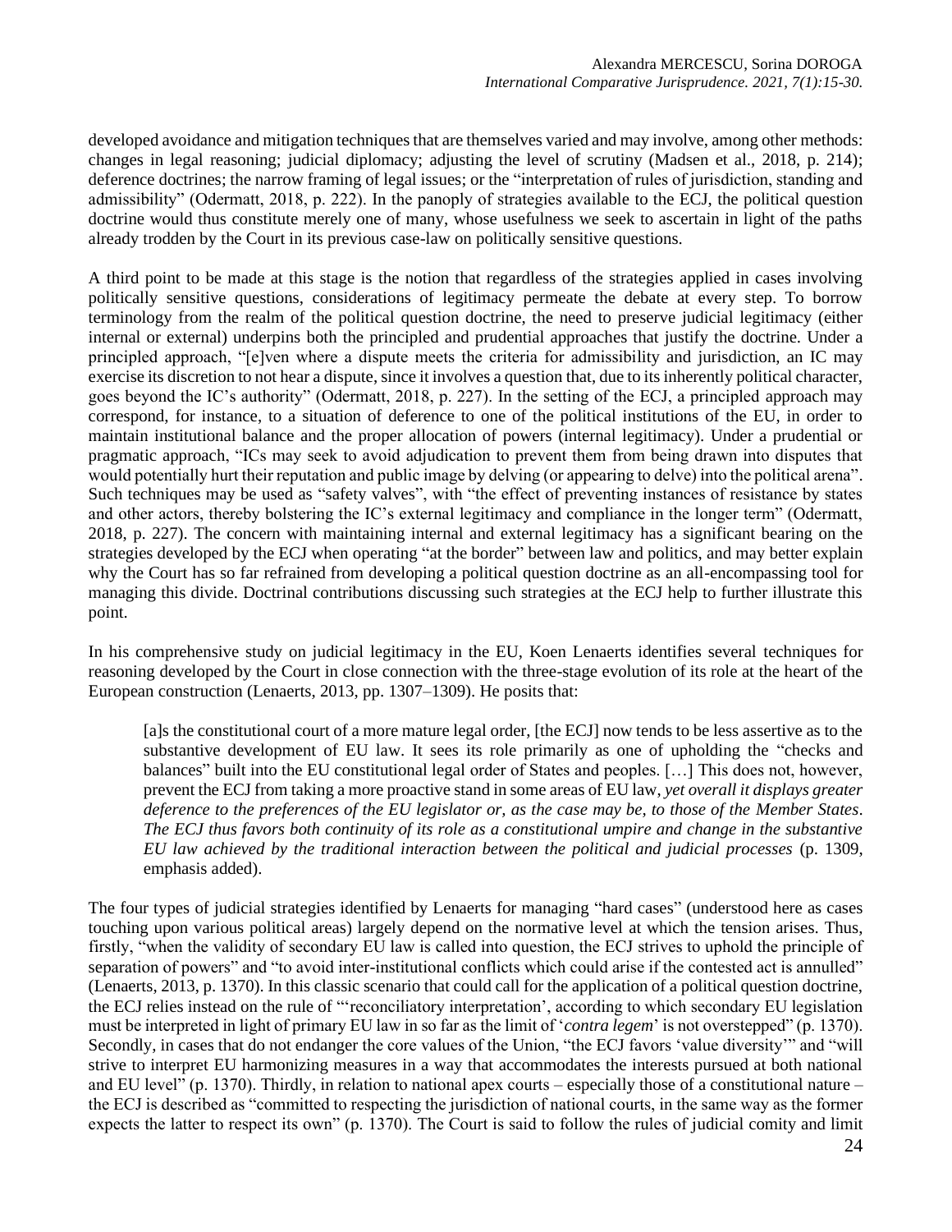developed avoidance and mitigation techniques that are themselves varied and may involve, among other methods: changes in legal reasoning; judicial diplomacy; adjusting the level of scrutiny (Madsen et al., 2018, p. 214); deference doctrines; the narrow framing of legal issues; or the "interpretation of rules of jurisdiction, standing and admissibility" (Odermatt, 2018, p. 222). In the panoply of strategies available to the ECJ, the political question doctrine would thus constitute merely one of many, whose usefulness we seek to ascertain in light of the paths already trodden by the Court in its previous case-law on politically sensitive questions.

A third point to be made at this stage is the notion that regardless of the strategies applied in cases involving politically sensitive questions, considerations of legitimacy permeate the debate at every step. To borrow terminology from the realm of the political question doctrine, the need to preserve judicial legitimacy (either internal or external) underpins both the principled and prudential approaches that justify the doctrine. Under a principled approach, "[e]ven where a dispute meets the criteria for admissibility and jurisdiction, an IC may exercise its discretion to not hear a dispute, since it involves a question that, due to its inherently political character, goes beyond the IC's authority" (Odermatt, 2018, p. 227). In the setting of the ECJ, a principled approach may correspond, for instance, to a situation of deference to one of the political institutions of the EU, in order to maintain institutional balance and the proper allocation of powers (internal legitimacy). Under a prudential or pragmatic approach, "ICs may seek to avoid adjudication to prevent them from being drawn into disputes that would potentially hurt their reputation and public image by delving (or appearing to delve) into the political arena". Such techniques may be used as "safety valves", with "the effect of preventing instances of resistance by states and other actors, thereby bolstering the IC's external legitimacy and compliance in the longer term" (Odermatt, 2018, p. 227). The concern with maintaining internal and external legitimacy has a significant bearing on the strategies developed by the ECJ when operating "at the border" between law and politics, and may better explain why the Court has so far refrained from developing a political question doctrine as an all-encompassing tool for managing this divide. Doctrinal contributions discussing such strategies at the ECJ help to further illustrate this point.

In his comprehensive study on judicial legitimacy in the EU, Koen Lenaerts identifies several techniques for reasoning developed by the Court in close connection with the three-stage evolution of its role at the heart of the European construction (Lenaerts, 2013, pp. 1307–1309). He posits that:

> [a]s the constitutional court of a more mature legal order, [the ECJ] now tends to be less assertive as to the substantive development of EU law. It sees its role primarily as one of upholding the "checks and balances" built into the EU constitutional legal order of States and peoples. […] This does not, however, prevent the ECJ from taking a more proactive stand in some areas of EU law, *yet overall it displays greater deference to the preferences of the EU legislator or, as the case may be, to those of the Member States. The ECJ thus favors both continuity of its role as a constitutional umpire and change in the substantive EU law achieved by the traditional interaction between the political and judicial processes* (p. 1309, emphasis added).

The four types of judicial strategies identified by Lenaerts for managing "hard cases" (understood here as cases touching upon various political areas) largely depend on the normative level at which the tension arises. Thus, firstly, "when the validity of secondary EU law is called into question, the ECJ strives to uphold the principle of separation of powers" and "to avoid inter-institutional conflicts which could arise if the contested act is annulled" (Lenaerts, 2013, p. 1370). In this classic scenario that could call for the application of a political question doctrine, the ECJ relies instead on the rule of "'reconciliatory interpretation', according to which secondary EU legislation must be interpreted in light of primary EU law in so far as the limit of '*contra legem*' is not overstepped" (p. 1370). Secondly, in cases that do not endanger the core values of the Union, "the ECJ favors 'value diversity'" and "will strive to interpret EU harmonizing measures in a way that accommodates the interests pursued at both national and EU level" (p. 1370). Thirdly, in relation to national apex courts – especially those of a constitutional nature – the ECJ is described as "committed to respecting the jurisdiction of national courts, in the same way as the former expects the latter to respect its own" (p. 1370). The Court is said to follow the rules of judicial comity and limit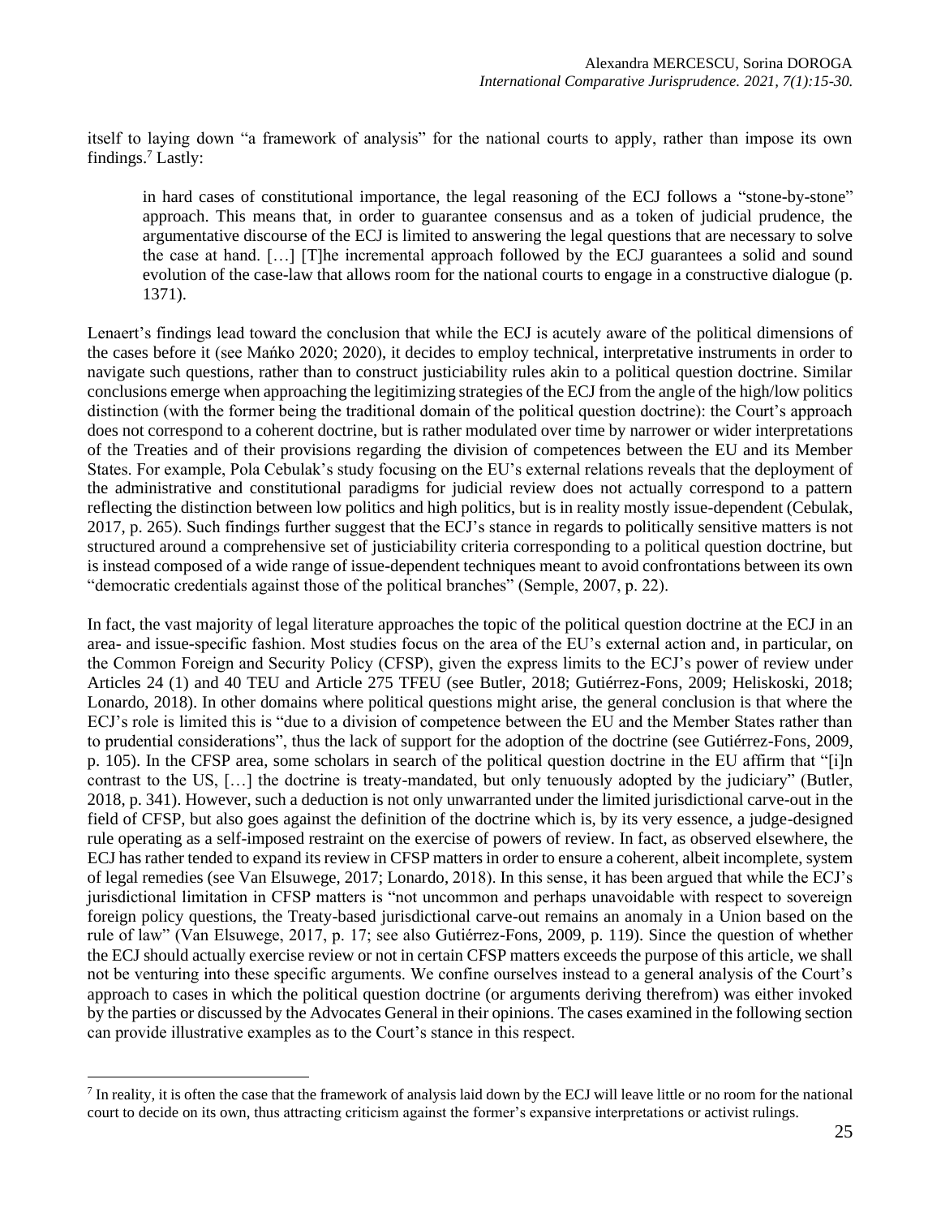itself to laying down "a framework of analysis" for the national courts to apply, rather than impose its own findings.[7] Lastly:

> in hard cases of constitutional importance, the legal reasoning of the ECJ follows a "stone-by-stone" approach. This means that, in order to guarantee consensus and as a token of judicial prudence, the argumentative discourse of the ECJ is limited to answering the legal questions that are necessary to solve the case at hand. […] [T]he incremental approach followed by the ECJ guarantees a solid and sound evolution of the case-law that allows room for the national courts to engage in a constructive dialogue (p. 1371).

Lenaert's findings lead toward the conclusion that while the ECJ is acutely aware of the political dimensions of the cases before it (see Mańko 2020; 2020), it decides to employ technical, interpretative instruments in order to navigate such questions, rather than to construct justiciability rules akin to a political question doctrine. Similar conclusions emerge when approaching the legitimizing strategies of the ECJ from the angle of the high/low politics distinction (with the former being the traditional domain of the political question doctrine): the Court's approach does not correspond to a coherent doctrine, but is rather modulated over time by narrower or wider interpretations of the Treaties and of their provisions regarding the division of competences between the EU and its Member States. For example, Pola Cebulak's study focusing on the EU's external relations reveals that the deployment of the administrative and constitutional paradigms for judicial review does not actually correspond to a pattern reflecting the distinction between low politics and high politics, but is in reality mostly issue-dependent (Cebulak, 2017, p. 265). Such findings further suggest that the ECJ's stance in regards to politically sensitive matters is not structured around a comprehensive set of justiciability criteria corresponding to a political question doctrine, but is instead composed of a wide range of issue-dependent techniques meant to avoid confrontations between its own "democratic credentials against those of the political branches" (Semple, 2007, p. 22).

In fact, the vast majority of legal literature approaches the topic of the political question doctrine at the ECJ in an area- and issue-specific fashion. Most studies focus on the area of the EU's external action and, in particular, on the Common Foreign and Security Policy (CFSP), given the express limits to the ECJ's power of review under Articles 24 (1) and 40 TEU and Article 275 TFEU (see Butler, 2018; Gutiérrez-Fons, 2009; Heliskoski, 2018; Lonardo, 2018). In other domains where political questions might arise, the general conclusion is that where the ECJ's role is limited this is "due to a division of competence between the EU and the Member States rather than to prudential considerations", thus the lack of support for the adoption of the doctrine (see Gutiérrez-Fons, 2009, p. 105). In the CFSP area, some scholars in search of the political question doctrine in the EU affirm that "[i]n contrast to the US, […] the doctrine is treaty-mandated, but only tenuously adopted by the judiciary" (Butler, 2018, p. 341). However, such a deduction is not only unwarranted under the limited jurisdictional carve-out in the field of CFSP, but also goes against the definition of the doctrine which is, by its very essence, a judge-designed rule operating as a self-imposed restraint on the exercise of powers of review. In fact, as observed elsewhere, the ECJ has rather tended to expand its review in CFSP matters in order to ensure a coherent, albeit incomplete, system of legal remedies (see Van Elsuwege, 2017; Lonardo, 2018). In this sense, it has been argued that while the ECJ's jurisdictional limitation in CFSP matters is "not uncommon and perhaps unavoidable with respect to sovereign foreign policy questions, the Treaty-based jurisdictional carve-out remains an anomaly in a Union based on the rule of law" (Van Elsuwege, 2017, p. 17; see also Gutiérrez-Fons, 2009, p. 119). Since the question of whether the ECJ should actually exercise review or not in certain CFSP matters exceeds the purpose of this article, we shall not be venturing into these specific arguments. We confine ourselves instead to a general analysis of the Court's approach to cases in which the political question doctrine (or arguments deriving therefrom) was either invoked by the parties or discussed by the Advocates General in their opinions. The cases examined in the following section can provide illustrative examples as to the Court's stance in this respect.

[7] In reality, it is often the case that the framework of analysis laid down by the ECJ will leave little or no room for the national court to decide on its own, thus attracting criticism against the former's expansive interpretations or activist rulings.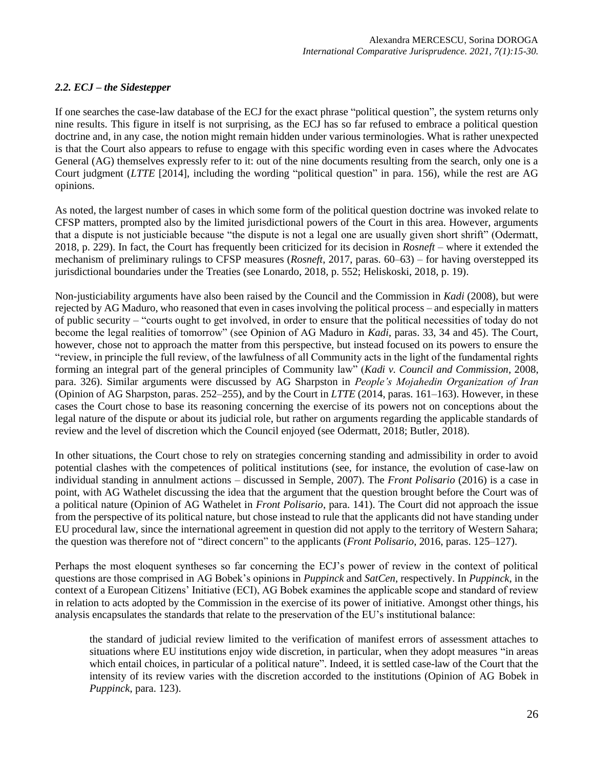### *2.2. ECJ – the Sidestepper*

If one searches the case-law database of the ECJ for the exact phrase "political question", the system returns only nine results. This figure in itself is not surprising, as the ECJ has so far refused to embrace a political question doctrine and, in any case, the notion might remain hidden under various terminologies. What is rather unexpected is that the Court also appears to refuse to engage with this specific wording even in cases where the Advocates General (AG) themselves expressly refer to it: out of the nine documents resulting from the search, only one is a Court judgment (*LTTE* [2014], including the wording "political question" in para. 156), while the rest are AG opinions.

As noted, the largest number of cases in which some form of the political question doctrine was invoked relate to CFSP matters, prompted also by the limited jurisdictional powers of the Court in this area. However, arguments that a dispute is not justiciable because "the dispute is not a legal one are usually given short shrift" (Odermatt, 2018, p. 229). In fact, the Court has frequently been criticized for its decision in *Rosneft* – where it extended the mechanism of preliminary rulings to CFSP measures (*Rosneft*, 2017, paras. 60–63) – for having overstepped its jurisdictional boundaries under the Treaties (see Lonardo, 2018, p. 552; Heliskoski, 2018, p. 19).

Non-justiciability arguments have also been raised by the Council and the Commission in *Kadi* (2008), but were rejected by AG Maduro, who reasoned that even in cases involving the political process – and especially in matters of public security – "courts ought to get involved, in order to ensure that the political necessities of today do not become the legal realities of tomorrow" (see Opinion of AG Maduro in *Kadi*, paras. 33, 34 and 45). The Court, however, chose not to approach the matter from this perspective, but instead focused on its powers to ensure the "review, in principle the full review, of the lawfulness of all Community acts in the light of the fundamental rights forming an integral part of the general principles of Community law" (*Kadi v. Council and Commission*, 2008, para. 326). Similar arguments were discussed by AG Sharpston in *People's Mojahedin Organization of Iran* (Opinion of AG Sharpston, paras. 252–255), and by the Court in *LTTE* (2014, paras. 161–163). However, in these cases the Court chose to base its reasoning concerning the exercise of its powers not on conceptions about the legal nature of the dispute or about its judicial role, but rather on arguments regarding the applicable standards of review and the level of discretion which the Council enjoyed (see Odermatt, 2018; Butler, 2018).

In other situations, the Court chose to rely on strategies concerning standing and admissibility in order to avoid potential clashes with the competences of political institutions (see, for instance, the evolution of case-law on individual standing in annulment actions – discussed in Semple, 2007). The *Front Polisario* (2016) is a case in point, with AG Wathelet discussing the idea that the argument that the question brought before the Court was of a political nature (Opinion of AG Wathelet in *Front Polisario*, para. 141). The Court did not approach the issue from the perspective of its political nature, but chose instead to rule that the applicants did not have standing under EU procedural law, since the international agreement in question did not apply to the territory of Western Sahara; the question was therefore not of "direct concern" to the applicants (*Front Polisario*, 2016, paras. 125–127).

Perhaps the most eloquent syntheses so far concerning the ECJ's power of review in the context of political questions are those comprised in AG Bobek's opinions in *Puppinck* and *SatCen*, respectively. In *Puppinck*, in the context of a European Citizens' Initiative (ECI), AG Bobek examines the applicable scope and standard of review in relation to acts adopted by the Commission in the exercise of its power of initiative. Amongst other things, his analysis encapsulates the standards that relate to the preservation of the EU's institutional balance:

> the standard of judicial review limited to the verification of manifest errors of assessment attaches to situations where EU institutions enjoy wide discretion, in particular, when they adopt measures "in areas which entail choices, in particular of a political nature". Indeed, it is settled case-law of the Court that the intensity of its review varies with the discretion accorded to the institutions (Opinion of AG Bobek in *Puppinck*, para. 123).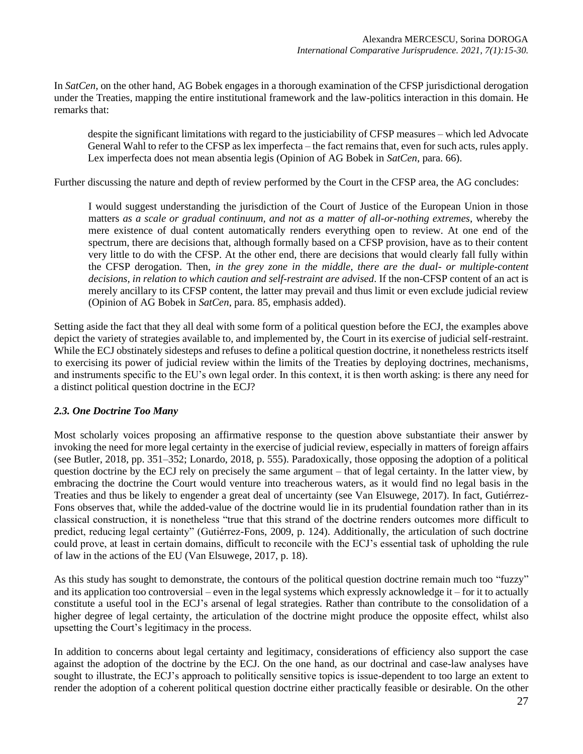In *SatCen*, on the other hand, AG Bobek engages in a thorough examination of the CFSP jurisdictional derogation under the Treaties, mapping the entire institutional framework and the law-politics interaction in this domain. He remarks that:

> despite the significant limitations with regard to the justiciability of CFSP measures – which led Advocate General Wahl to refer to the CFSP as lex imperfecta – the fact remains that, even for such acts, rules apply. Lex imperfecta does not mean absentia legis (Opinion of AG Bobek in *SatCen*, para. 66).

Further discussing the nature and depth of review performed by the Court in the CFSP area, the AG concludes:

> I would suggest understanding the jurisdiction of the Court of Justice of the European Union in those matters *as a scale or gradual continuum, and not as a matter of all-or-nothing extremes*, whereby the mere existence of dual content automatically renders everything open to review. At one end of the spectrum, there are decisions that, although formally based on a CFSP provision, have as to their content very little to do with the CFSP. At the other end, there are decisions that would clearly fall fully within the CFSP derogation. Then, *in the grey zone in the middle, there are the dual- or multiple-content decisions, in relation to which caution and self-restraint are advised*. If the non-CFSP content of an act is merely ancillary to its CFSP content, the latter may prevail and thus limit or even exclude judicial review (Opinion of AG Bobek in *SatCen*, para. 85, emphasis added).

Setting aside the fact that they all deal with some form of a political question before the ECJ, the examples above depict the variety of strategies available to, and implemented by, the Court in its exercise of judicial self-restraint. While the ECJ obstinately sidesteps and refuses to define a political question doctrine, it nonetheless restricts itself to exercising its power of judicial review within the limits of the Treaties by deploying doctrines, mechanisms, and instruments specific to the EU's own legal order. In this context, it is then worth asking: is there any need for a distinct political question doctrine in the ECJ?

### *2.3. One Doctrine Too Many*

Most scholarly voices proposing an affirmative response to the question above substantiate their answer by invoking the need for more legal certainty in the exercise of judicial review, especially in matters of foreign affairs (see Butler, 2018, pp. 351–352; Lonardo, 2018, p. 555). Paradoxically, those opposing the adoption of a political question doctrine by the ECJ rely on precisely the same argument – that of legal certainty. In the latter view, by embracing the doctrine the Court would venture into treacherous waters, as it would find no legal basis in the Treaties and thus be likely to engender a great deal of uncertainty (see Van Elsuwege, 2017). In fact, Gutiérrez-Fons observes that, while the added-value of the doctrine would lie in its prudential foundation rather than in its classical construction, it is nonetheless "true that this strand of the doctrine renders outcomes more difficult to predict, reducing legal certainty" (Gutiérrez-Fons, 2009, p. 124). Additionally, the articulation of such doctrine could prove, at least in certain domains, difficult to reconcile with the ECJ's essential task of upholding the rule of law in the actions of the EU (Van Elsuwege, 2017, p. 18).

As this study has sought to demonstrate, the contours of the political question doctrine remain much too "fuzzy" and its application too controversial – even in the legal systems which expressly acknowledge it – for it to actually constitute a useful tool in the ECJ's arsenal of legal strategies. Rather than contribute to the consolidation of a higher degree of legal certainty, the articulation of the doctrine might produce the opposite effect, whilst also upsetting the Court's legitimacy in the process.

In addition to concerns about legal certainty and legitimacy, considerations of efficiency also support the case against the adoption of the doctrine by the ECJ. On the one hand, as our doctrinal and case-law analyses have sought to illustrate, the ECJ's approach to politically sensitive topics is issue-dependent to too large an extent to render the adoption of a coherent political question doctrine either practically feasible or desirable. On the other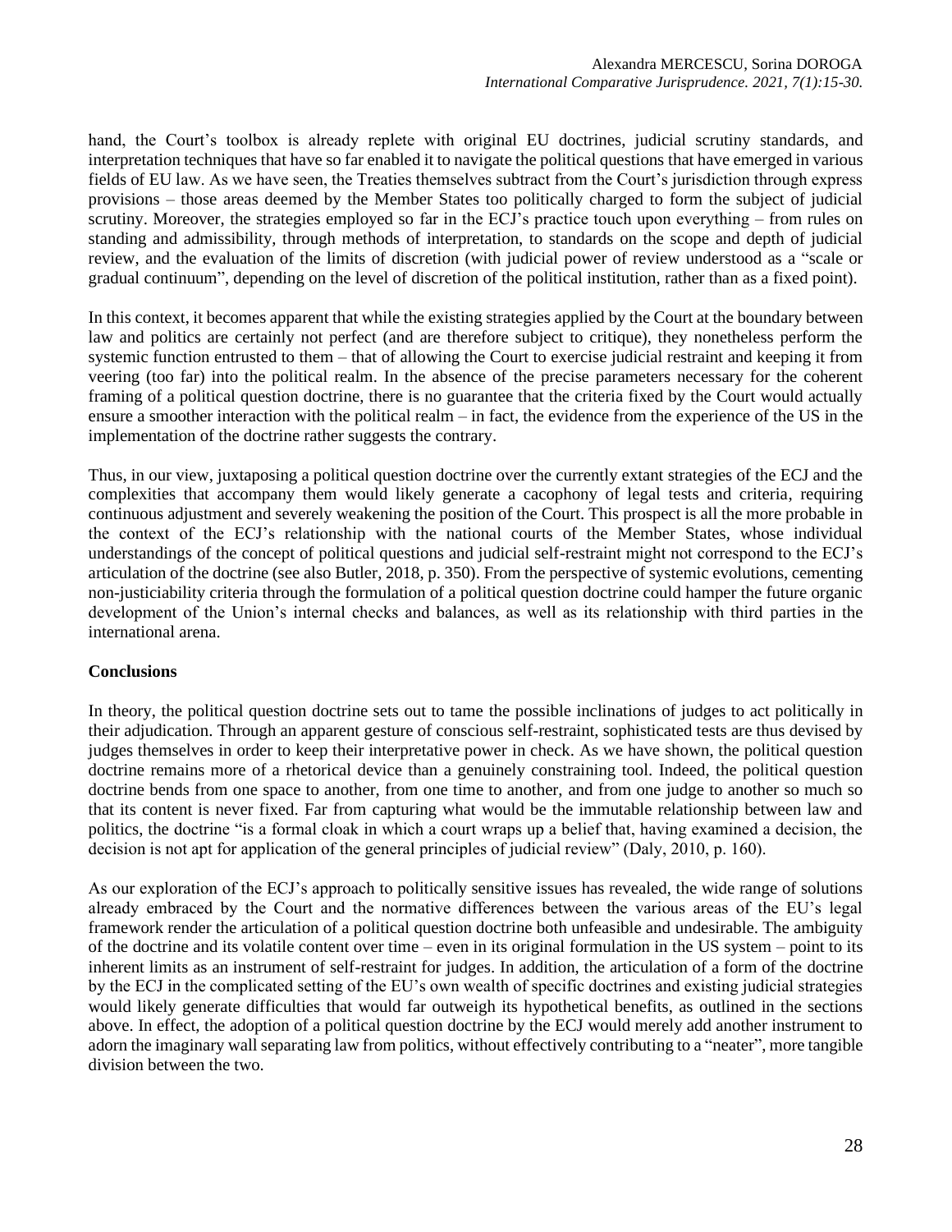hand, the Court's toolbox is already replete with original EU doctrines, judicial scrutiny standards, and interpretation techniques that have so far enabled it to navigate the political questions that have emerged in various fields of EU law. As we have seen, the Treaties themselves subtract from the Court's jurisdiction through express provisions – those areas deemed by the Member States too politically charged to form the subject of judicial scrutiny. Moreover, the strategies employed so far in the ECJ's practice touch upon everything – from rules on standing and admissibility, through methods of interpretation, to standards on the scope and depth of judicial review, and the evaluation of the limits of discretion (with judicial power of review understood as a "scale or gradual continuum", depending on the level of discretion of the political institution, rather than as a fixed point).

In this context, it becomes apparent that while the existing strategies applied by the Court at the boundary between law and politics are certainly not perfect (and are therefore subject to critique), they nonetheless perform the systemic function entrusted to them – that of allowing the Court to exercise judicial restraint and keeping it from veering (too far) into the political realm. In the absence of the precise parameters necessary for the coherent framing of a political question doctrine, there is no guarantee that the criteria fixed by the Court would actually ensure a smoother interaction with the political realm – in fact, the evidence from the experience of the US in the implementation of the doctrine rather suggests the contrary.

Thus, in our view, juxtaposing a political question doctrine over the currently extant strategies of the ECJ and the complexities that accompany them would likely generate a cacophony of legal tests and criteria, requiring continuous adjustment and severely weakening the position of the Court. This prospect is all the more probable in the context of the ECJ's relationship with the national courts of the Member States, whose individual understandings of the concept of political questions and judicial self-restraint might not correspond to the ECJ's articulation of the doctrine (see also Butler, 2018, p. 350). From the perspective of systemic evolutions, cementing non-justiciability criteria through the formulation of a political question doctrine could hamper the future organic development of the Union's internal checks and balances, as well as its relationship with third parties in the international arena.

**Conclusions**

In theory, the political question doctrine sets out to tame the possible inclinations of judges to act politically in their adjudication. Through an apparent gesture of conscious self-restraint, sophisticated tests are thus devised by judges themselves in order to keep their interpretative power in check. As we have shown, the political question doctrine remains more of a rhetorical device than a genuinely constraining tool. Indeed, the political question doctrine bends from one space to another, from one time to another, and from one judge to another so much so that its content is never fixed. Far from capturing what would be the immutable relationship between law and politics, the doctrine "is a formal cloak in which a court wraps up a belief that, having examined a decision, the decision is not apt for application of the general principles of judicial review" (Daly, 2010, p. 160).

As our exploration of the ECJ's approach to politically sensitive issues has revealed, the wide range of solutions already embraced by the Court and the normative differences between the various areas of the EU's legal framework render the articulation of a political question doctrine both unfeasible and undesirable. The ambiguity of the doctrine and its volatile content over time – even in its original formulation in the US system – point to its inherent limits as an instrument of self-restraint for judges. In addition, the articulation of a form of the doctrine by the ECJ in the complicated setting of the EU's own wealth of specific doctrines and existing judicial strategies would likely generate difficulties that would far outweigh its hypothetical benefits, as outlined in the sections above. In effect, the adoption of a political question doctrine by the ECJ would merely add another instrument to adorn the imaginary wall separating law from politics, without effectively contributing to a "neater", more tangible division between the two.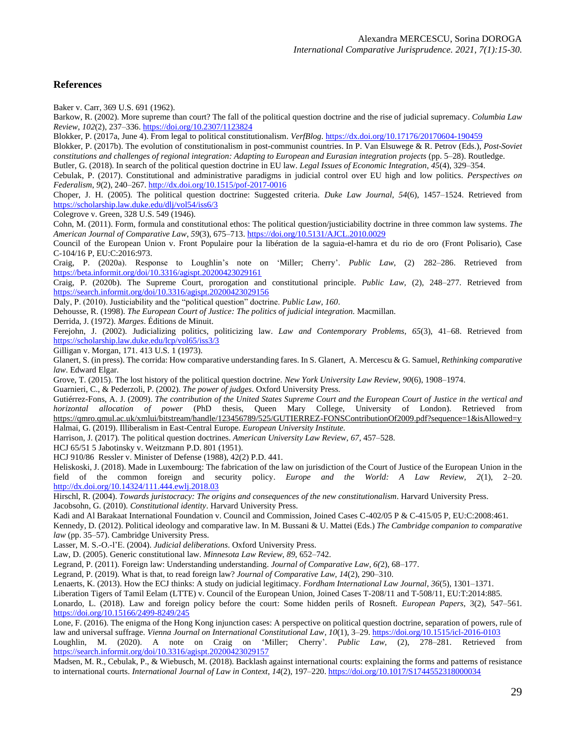## References

Baker v. Carr, 369 U.S. 691 (1962).

Barkow, R. (2002). More supreme than court? The fall of the political question doctrine and the rise of judicial supremacy. *Columbia Law Review*, *102*(2), 237–336. https://doi.org/10.2307/1123824

Blokker, P. (2017a, June 4). From legal to political constitutionalism. *VerfBlog*. https://dx.doi.org/10.17176/20170604-190459

Blokker, P. (2017b). The evolution of constitutionalism in post-communist countries. In P. Van Elsuwege & R. Petrov (Eds.), *Post-Soviet constitutions and challenges of regional integration: Adapting to European and Eurasian integration projects* (pp. 5–28). Routledge.

Butler, G. (2018). In search of the political question doctrine in EU law. *Legal Issues of Economic Integration*, *45*(4), 329–354.

Cebulak, P. (2017). Constitutional and administrative paradigms in judicial control over EU high and low politics. *Perspectives on Federalism*, *9*(2), 240–267. http://dx.doi.org/10.1515/pof-2017-0016

Choper, J. H. (2005). The political question doctrine: Suggested criteria. *Duke Law Journal*, *54*(6), 1457–1524. Retrieved from https://scholarship.law.duke.edu/dlj/vol54/iss6/3

Colegrove v. Green, 328 U.S. 549 (1946).

Cohn, M. (2011). Form, formula and constitutional ethos: The political question/justiciability doctrine in three common law systems. *The American Journal of Comparative Law*, *59*(3), 675–713. https://doi.org/10.5131/AJCL.2010.0029

Council of the European Union v. Front Populaire pour la libération de la saguia-el-hamra et du rio de oro (Front Polisario), Case C-104/16 P, EU:C:2016:973.

Craig, P. (2020a). Response to Loughlin's note on 'Miller; Cherry'. *Public Law*, (2) 282–286. Retrieved from https://beta.informit.org/doi/10.3316/agispt.20200423029161

Craig, P. (2020b). The Supreme Court, prorogation and constitutional principle. *Public Law*, (2), 248–277. Retrieved from https://search.informit.org/doi/10.3316/agispt.20200423029156

Daly, P. (2010). Justiciability and the "political question" doctrine. *Public Law, 160*.

Dehousse, R. (1998). *The European Court of Justice: The politics of judicial integration.* Macmillan.

Derrida, J. (1972). *Marges*. Éditions de Minuit.

Ferejohn, J. (2002). Judicializing politics, politicizing law. *Law and Contemporary Problems*, *65*(3), 41–68. Retrieved from https://scholarship.law.duke.edu/lcp/vol65/iss3/3

Gilligan v. Morgan, 171. 413 U.S. 1 (1973).

Glanert, S. (in press). The corrida: How comparative understanding fares. In S. Glanert, A. Mercescu & G. Samuel, *Rethinking comparative law*. Edward Elgar.

Grove, T. (2015). The lost history of the political question doctrine. *New York University Law Review*, *90*(6), 1908–1974.

Guarnieri, C., & Pederzoli, P. (2002). *The power of judges.* Oxford University Press.

Gutiérrez-Fons, A. J. (2009). *The contribution of the United States Supreme Court and the European Court of Justice in the vertical and horizontal allocation of power* (PhD thesis, Queen Mary College, University of London). Retrieved from https://qmro.qmul.ac.uk/xmlui/bitstream/handle/123456789/525/GUTIERREZ-FONSContributionOf2009.pdf?sequence=1&isAllowed=y

Halmai, G. (2019). Illiberalism in East-Central Europe. *European University Institute.*

Harrison, J. (2017). The political question doctrines. *American University Law Review*, *67*, 457–528.

HCJ 65/51 5 Jabotinsky v. Weitzmann P.D. 801 (1951).

HCJ 910/86 Ressler v. Minister of Defense (1988), 42(2) P.D. 441.

Heliskoski, J. (2018). Made in Luxembourg: The fabrication of the law on jurisdiction of the Court of Justice of the European Union in the field of the common foreign and security policy. *Europe and the World: A Law Review*, *2*(1), 2–20. http://dx.doi.org/10.14324/111.444.ewlj.2018.03

Hirschl, R. (2004). *Towards juristocracy: The origins and consequences of the new constitutionalism*. Harvard University Press.

Jacobsohn, G. (2010). *Constitutional identity*. Harvard University Press.

Kadi and Al Barakaat International Foundation v. Council and Commission, Joined Cases C-402/05 P & C-415/05 P, EU:C:2008:461.

Kennedy, D. (2012). Political ideology and comparative law. In M. Bussani & U. Mattei (Eds.) *The Cambridge companion to comparative law* (pp. 35–57). Cambridge University Press.

Lasser, M. S.-O.-l'E. (2004). *Judicial deliberations*. Oxford University Press.

Law, D. (2005). Generic constitutional law. *Minnesota Law Review*, *89*, 652–742.

Legrand, P. (2011). Foreign law: Understanding understanding. *Journal of Comparative Law*, *6(*2), 68–177.

Legrand, P. (2019). What is that, to read foreign law? *Journal of Comparative Law*, *14*(2), 290–310.

Lenaerts, K. (2013). How the ECJ thinks: A study on judicial legitimacy. *Fordham International Law Journal, 36*(5), 1301–1371.

Liberation Tigers of Tamil Eelam (LTTE) v. Council of the European Union, Joined Cases T-208/11 and T-508/11, EU:T:2014:885.

Lonardo, L. (2018). Law and foreign policy before the court: Some hidden perils of Rosneft. *European Papers*, 3(2), 547–561. https://doi.org/10.15166/2499-8249/245

Lone, F. (2016). The enigma of the Hong Kong injunction cases: A perspective on political question doctrine, separation of powers, rule of law and universal suffrage. *Vienna Journal on International Constitutional Law*, *10*(1), 3–29. https://doi.org/10.1515/icl-2016-0103

Loughlin, M. (2020). A note on Craig on 'Miller; Cherry'. *Public Law*, (2), 278–281. Retrieved from https://search.informit.org/doi/10.3316/agispt.20200423029157

Madsen, M. R., Cebulak, P., & Wiebusch, M. (2018). Backlash against international courts: explaining the forms and patterns of resistance to international courts. *International Journal of Law in Context*, *14*(2), 197–220. https://doi.org/10.1017/S1744552318000034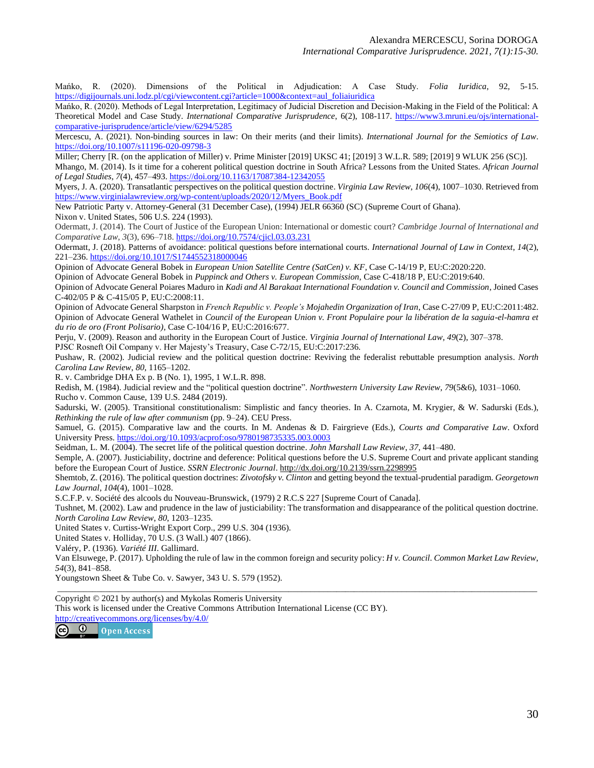Mańko, R. (2020). Dimensions of the Political in Adjudication: A Case Study. *Folia Iuridica*, 92, 5-15. https://digijournals.uni.lodz.pl/cgi/viewcontent.cgi?article=1000&context=aul_foliaiuridica

Mańko, R. (2020). Methods of Legal Interpretation, Legitimacy of Judicial Discretion and Decision-Making in the Field of the Political: A Theoretical Model and Case Study. *International Comparative Jurisprudence*, 6(2), 108-117. https://www3.mruni.eu/ojs/international-comparative-jurisprudence/article/view/6294/5285

Mercescu, A. (2021). Non-binding sources in law: On their merits (and their limits). *International Journal for the Semiotics of Law*. https://doi.org/10.1007/s11196-020-09798-3

Miller; Cherry [R. (on the application of Miller) v. Prime Minister [2019] UKSC 41; [2019] 3 W.L.R. 589; [2019] 9 WLUK 256 (SC)].

Mhango, M. (2014). Is it time for a coherent political question doctrine in South Africa? Lessons from the United States. *African Journal of Legal Studies*, *7*(4), 457–493. https://doi.org/10.1163/17087384-12342055

Myers, J. A. (2020). Transatlantic perspectives on the political question doctrine. *Virginia Law Review*, *106*(4), 1007–1030. Retrieved from https://www.virginialawreview.org/wp-content/uploads/2020/12/Myers_Book.pdf

New Patriotic Party v. Attorney-General (31 December Case), (1994) JELR 66360 (SC) (Supreme Court of Ghana).

Nixon v. United States, 506 U.S. 224 (1993).

Odermatt, J. (2014). The Court of Justice of the European Union: International or domestic court? *Cambridge Journal of International and Comparative Law*, *3*(3), 696–718. https://doi.org/10.7574/cjicl.03.03.231

Odermatt, J. (2018). Patterns of avoidance: political questions before international courts. *International Journal of Law in Context*, *14*(2), 221–236. https://doi.org/10.1017/S1744552318000046

Opinion of Advocate General Bobek in *European Union Satellite Centre (SatCen) v. KF*, Case C-14/19 P, EU:C:2020:220.

Opinion of Advocate General Bobek in *Puppinck and Others v. European Commission*, Case C-418/18 P, EU:C:2019:640.

Opinion of Advocate General Poiares Maduro in *Kadi and Al Barakaat International Foundation v. Council and Commission*, Joined Cases C-402/05 P & C-415/05 P, EU:C:2008:11.

Opinion of Advocate General Sharpston in *French Republic v. People's Mojahedin Organization of Iran*, Case C-27/09 P, EU:C:2011:482.

Opinion of Advocate General Wathelet in *Council of the European Union v. Front Populaire pour la libération de la saguia-el-hamra et du rio de oro (Front Polisario)*, Case C-104/16 P, EU:C:2016:677.

Perju, V. (2009). Reason and authority in the European Court of Justice. *Virginia Journal of International Law*, *49*(2), 307–378.

PJSC Rosneft Oil Company v. Her Majesty's Treasury, Case C-72/15, EU:C:2017:236.

Pushaw, R. (2002). Judicial review and the political question doctrine: Reviving the federalist rebuttable presumption analysis. *North Carolina Law Review*, *80*, 1165–1202.

R. v. Cambridge DHA Ex p. B (No. 1), 1995, 1 W.L.R. 898.

Redish, M. (1984). Judicial review and the "political question doctrine". *Northwestern University Law Review*, *79*(5&6), 1031–1060.

Rucho v. Common Cause, 139 U.S. 2484 (2019).

Sadurski, W. (2005). Transitional constitutionalism: Simplistic and fancy theories. In A. Czarnota, M. Krygier, & W. Sadurski (Eds.), *Rethinking the rule of law after communism* (pp. 9–24). CEU Press.

Samuel, G. (2015). Comparative law and the courts. In M. Andenas & D. Fairgrieve (Eds.), *Courts and Comparative Law*. Oxford University Press. https://doi.org/10.1093/acprof:oso/9780198735335.003.0003

Seidman, L. M. (2004). The secret life of the political question doctrine. *John Marshall Law Review*, *37*, 441–480.

Semple, A. (2007). Justiciability, doctrine and deference: Political questions before the U.S. Supreme Court and private applicant standing before the European Court of Justice. *SSRN Electronic Journal*. http://dx.doi.org/10.2139/ssrn.2298995

Shemtob, Z. (2016). The political question doctrines: *Zivotofsky v. Clinton* and getting beyond the textual-prudential paradigm. *Georgetown Law Journal*, *104*(4), 1001–1028.

S.C.F.P. v. Société des alcools du Nouveau-Brunswick, (1979) 2 R.C.S 227 [Supreme Court of Canada].

Tushnet, M. (2002). Law and prudence in the law of justiciability: The transformation and disappearance of the political question doctrine. *North Carolina Law Review*, *80*, 1203–1235.

United States v. Curtiss-Wright Export Corp., 299 U.S. 304 (1936).

United States v. Holliday, 70 U.S. (3 Wall.) 407 (1866).

Valéry, P. (1936). *Variété III*. Gallimard.

Van Elsuwege, P. (2017). Upholding the rule of law in the common foreign and security policy: *H v. Council*. *Common Market Law Review*, *54*(3), 841–858.

Youngstown Sheet & Tube Co. v. Sawyer, 343 U. S. 579 (1952).

---

Copyright © 2021 by author(s) and Mykolas Romeris University

This work is licensed under the Creative Commons Attribution International License (CC BY).

http://creativecommons.org/licenses/by/4.0/

Open Access